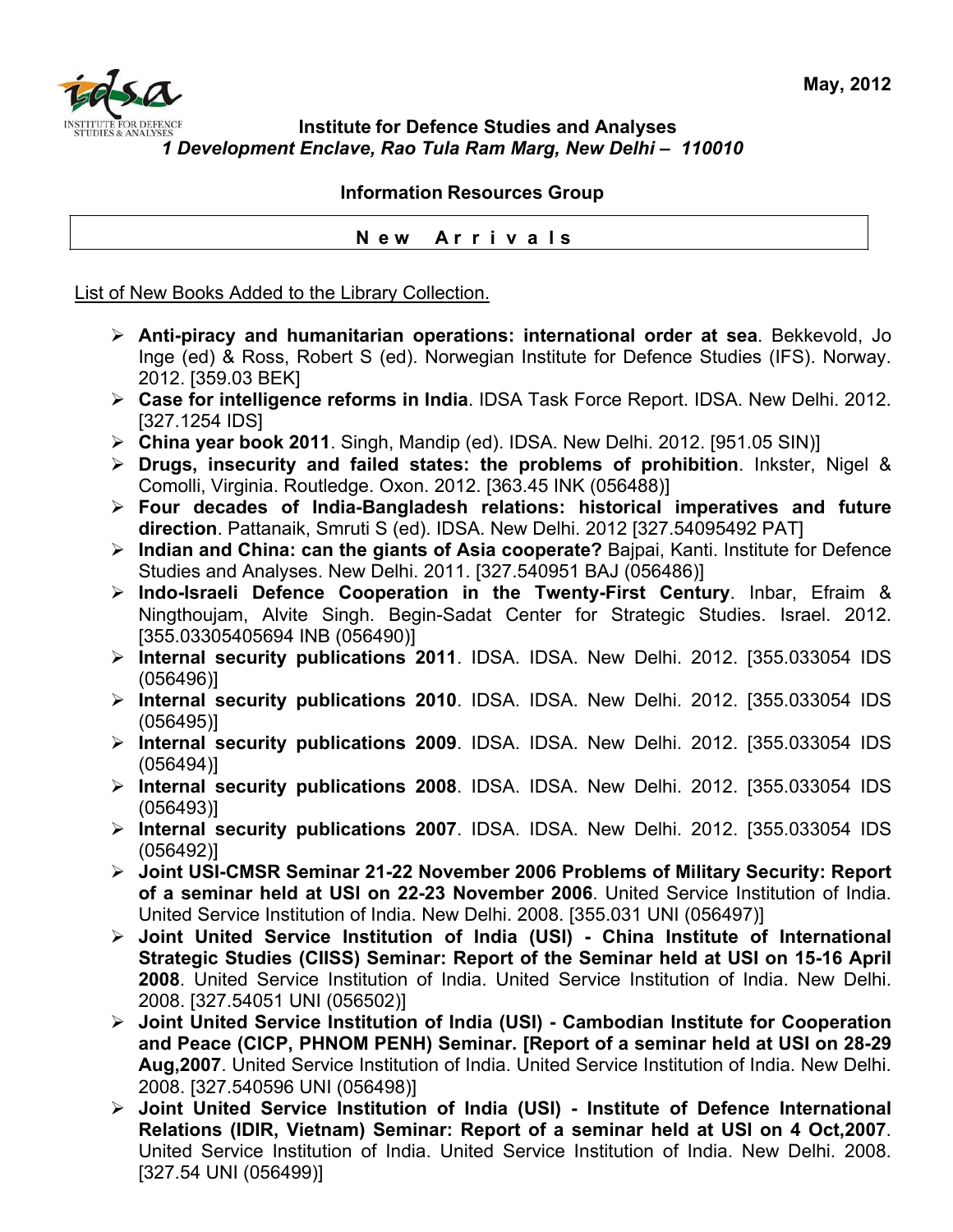May, 2012

**Institute for Defence Studies and Analyses**
***1 Development Enclave, Rao Tula Ram Marg, New Delhi – 110010***

**Information Resources Group**

## N e w  A r r i v a l s

List of New Books Added to the Library Collection.

- **Anti-piracy and humanitarian operations: international order at sea**. Bekkevold, Jo Inge (ed) & Ross, Robert S (ed). Norwegian Institute for Defence Studies (IFS). Norway. 2012. [359.03 BEK]
- **Case for intelligence reforms in India**. IDSA Task Force Report. IDSA. New Delhi. 2012. [327.1254 IDS]
- **China year book 2011**. Singh, Mandip (ed). IDSA. New Delhi. 2012. [951.05 SIN)]
- **Drugs, insecurity and failed states: the problems of prohibition**. Inkster, Nigel & Comolli, Virginia. Routledge. Oxon. 2012. [363.45 INK (056488)]
- **Four decades of India-Bangladesh relations: historical imperatives and future direction**. Pattanaik, Smruti S (ed). IDSA. New Delhi. 2012 [327.54095492 PAT]
- **Indian and China: can the giants of Asia cooperate?** Bajpai, Kanti. Institute for Defence Studies and Analyses. New Delhi. 2011. [327.540951 BAJ (056486)]
- **Indo-Israeli Defence Cooperation in the Twenty-First Century**. Inbar, Efraim & Ningthoujam, Alvite Singh. Begin-Sadat Center for Strategic Studies. Israel. 2012. [355.03305405694 INB (056490)]
- **Internal security publications 2011**. IDSA. IDSA. New Delhi. 2012. [355.033054 IDS (056496)]
- **Internal security publications 2010**. IDSA. IDSA. New Delhi. 2012. [355.033054 IDS (056495)]
- **Internal security publications 2009**. IDSA. IDSA. New Delhi. 2012. [355.033054 IDS (056494)]
- **Internal security publications 2008**. IDSA. IDSA. New Delhi. 2012. [355.033054 IDS (056493)]
- **Internal security publications 2007**. IDSA. IDSA. New Delhi. 2012. [355.033054 IDS (056492)]
- **Joint USI-CMSR Seminar 21-22 November 2006 Problems of Military Security: Report of a seminar held at USI on 22-23 November 2006**. United Service Institution of India. United Service Institution of India. New Delhi. 2008. [355.031 UNI (056497)]
- **Joint United Service Institution of India (USI) - China Institute of International Strategic Studies (CIISS) Seminar: Report of the Seminar held at USI on 15-16 April 2008**. United Service Institution of India. United Service Institution of India. New Delhi. 2008. [327.54051 UNI (056502)]
- **Joint United Service Institution of India (USI) - Cambodian Institute for Cooperation and Peace (CICP, PHNOM PENH) Seminar. [Report of a seminar held at USI on 28-29 Aug,2007**. United Service Institution of India. United Service Institution of India. New Delhi. 2008. [327.540596 UNI (056498)]
- **Joint United Service Institution of India (USI) - Institute of Defence International Relations (IDIR, Vietnam) Seminar: Report of a seminar held at USI on 4 Oct,2007**. United Service Institution of India. United Service Institution of India. New Delhi. 2008. [327.54 UNI (056499)]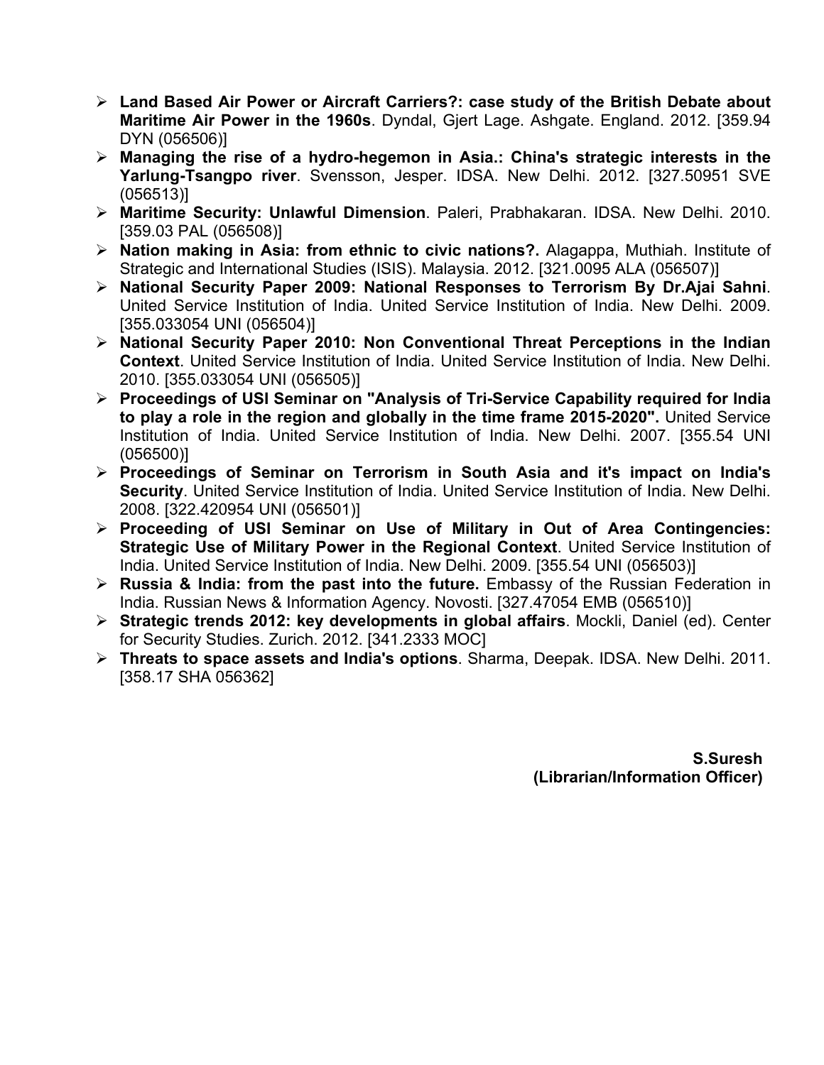- **Land Based Air Power or Aircraft Carriers?: case study of the British Debate about Maritime Air Power in the 1960s**. Dyndal, Gjert Lage. Ashgate. England. 2012. [359.94 DYN (056506)]
- **Managing the rise of a hydro-hegemon in Asia.: China's strategic interests in the Yarlung-Tsangpo river**. Svensson, Jesper. IDSA. New Delhi. 2012. [327.50951 SVE (056513)]
- **Maritime Security: Unlawful Dimension**. Paleri, Prabhakaran. IDSA. New Delhi. 2010. [359.03 PAL (056508)]
- **Nation making in Asia: from ethnic to civic nations?.** Alagappa, Muthiah. Institute of Strategic and International Studies (ISIS). Malaysia. 2012. [321.0095 ALA (056507)]
- **National Security Paper 2009: National Responses to Terrorism By Dr.Ajai Sahni**. United Service Institution of India. United Service Institution of India. New Delhi. 2009. [355.033054 UNI (056504)]
- **National Security Paper 2010: Non Conventional Threat Perceptions in the Indian Context**. United Service Institution of India. United Service Institution of India. New Delhi. 2010. [355.033054 UNI (056505)]
- **Proceedings of USI Seminar on "Analysis of Tri-Service Capability required for India to play a role in the region and globally in the time frame 2015-2020".** United Service Institution of India. United Service Institution of India. New Delhi. 2007. [355.54 UNI (056500)]
- **Proceedings of Seminar on Terrorism in South Asia and it's impact on India's Security**. United Service Institution of India. United Service Institution of India. New Delhi. 2008. [322.420954 UNI (056501)]
- **Proceeding of USI Seminar on Use of Military in Out of Area Contingencies: Strategic Use of Military Power in the Regional Context**. United Service Institution of India. United Service Institution of India. New Delhi. 2009. [355.54 UNI (056503)]
- **Russia & India: from the past into the future.** Embassy of the Russian Federation in India. Russian News & Information Agency. Novosti. [327.47054 EMB (056510)]
- **Strategic trends 2012: key developments in global affairs**. Mockli, Daniel (ed). Center for Security Studies. Zurich. 2012. [341.2333 MOC]
- **Threats to space assets and India's options**. Sharma, Deepak. IDSA. New Delhi. 2011. [358.17 SHA 056362]

**S.Suresh**
**(Librarian/Information Officer)**